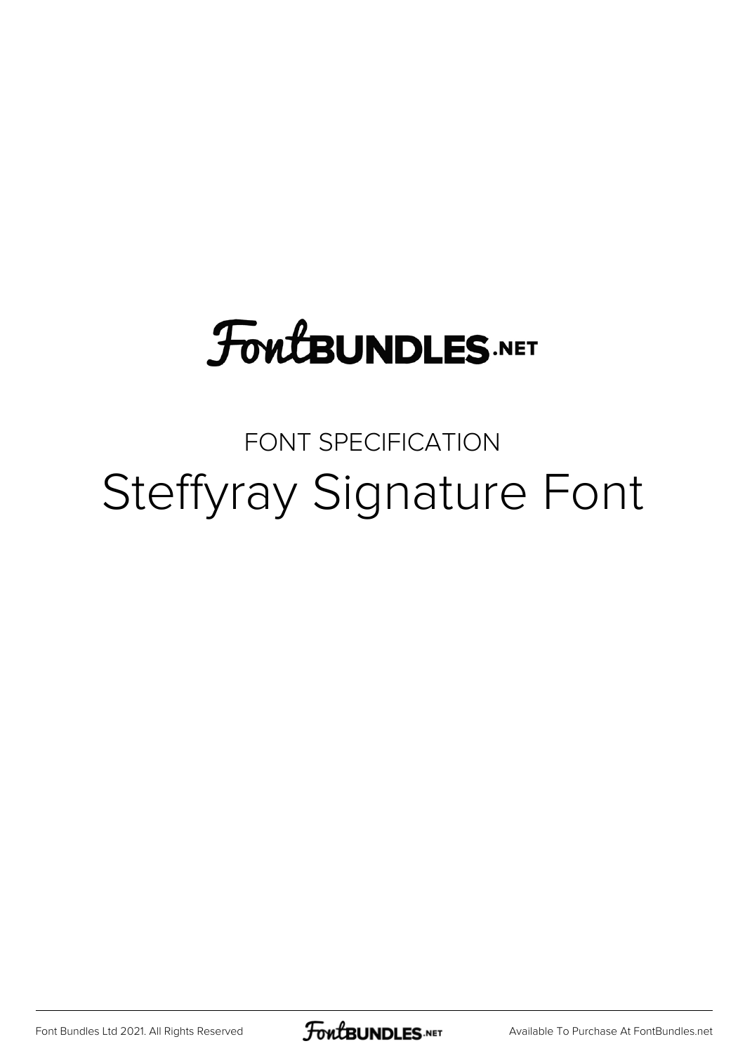FontBUNDLES.NET

FONT SPECIFICATION

# Steffyray Signature Font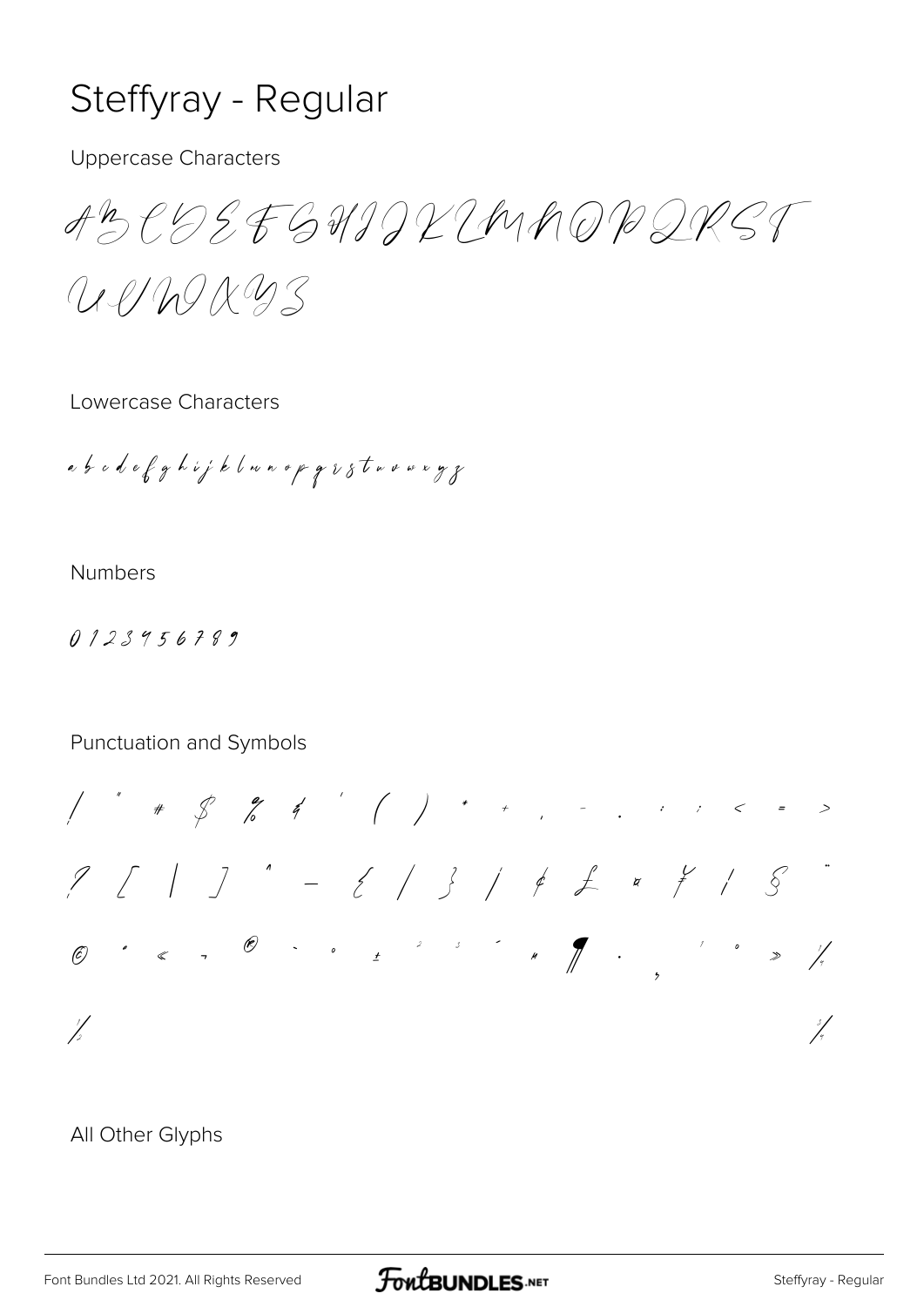# Steffyray - Regular

Uppercase Characters

ABCDEFGHIJKLMNOPQRST
UVWXYZ

Lowercase Characters

a b c d e f g h i j k l m n o p q r s t u v w x y z

Numbers

0 1 2 3 4 5 6 7 8 9

Punctuation and Symbols

! " # $ % & ' ( ) * + , - . : ; < = >
? [ | ] ^ _ { / } ¡ ¢ £ ¤ ¥ ¦ § ¨
© ª « ¬ ® ¯ ° ± ² ³ ´ µ ¶ · ¸ ¹ º » ¼
½ ¾

All Other Glyphs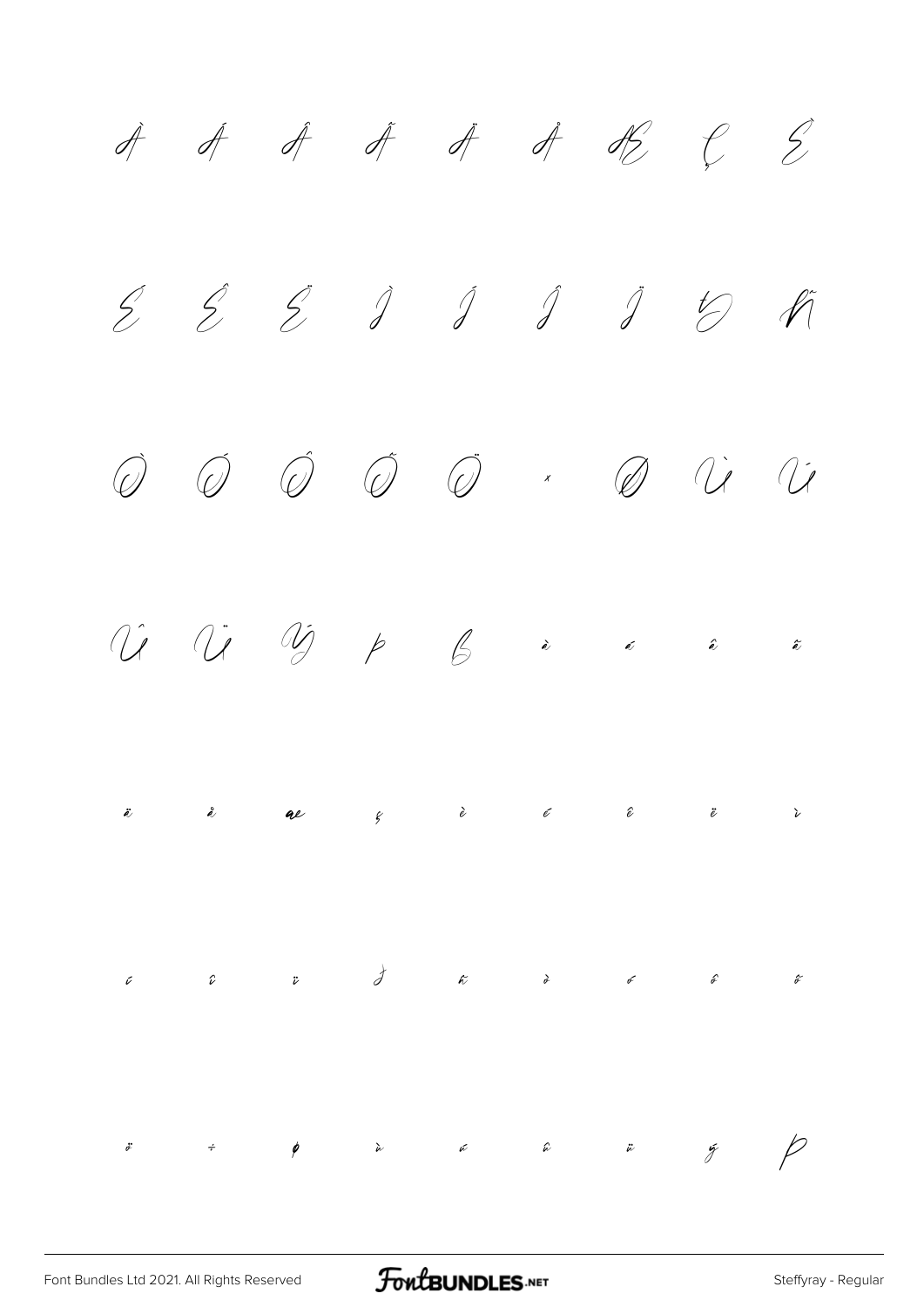À Á Â Ã Ä Å Æ Ç È

É Ê Ë Ì Í Î Ï Ð Ñ

Ò Ó Ô Õ Ö × Ø Ù Ú

Û Ü Ý Þ ß à á â ã

ä å æ ç è é ê ë ì

í î ï ð ñ ò ó ô õ

ö ÷ ø ù ú û ü ý þ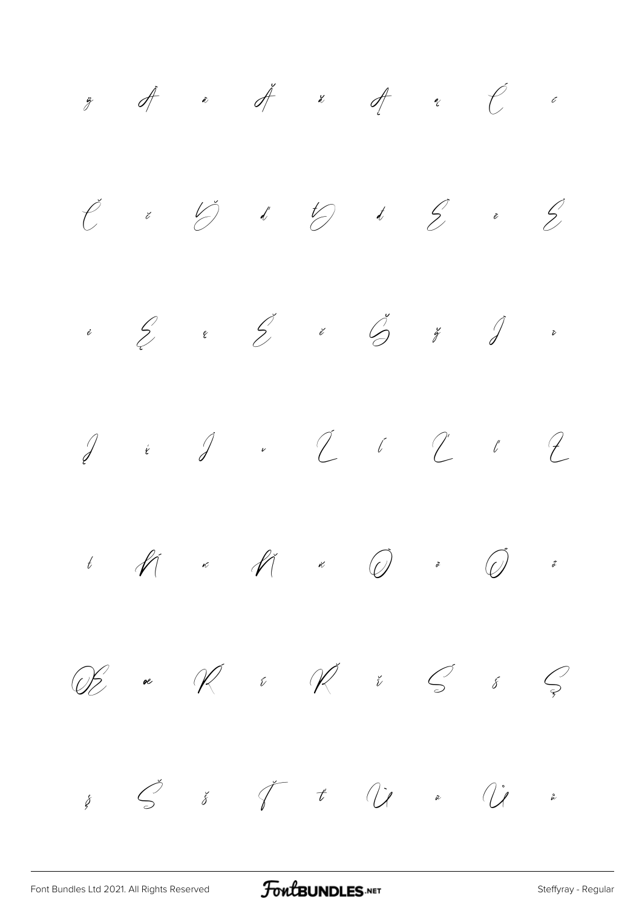ÿ Ā ā Ă ă Ą ą Ć ć

Č č Ď ď Đ đ Ē ē Ė

ė Ę ę Ě ě Ğ ğ Į į

İ ı Ĳ ĳ Ĺ ĺ Ľ ľ Ł

ł Ń ń Ň ň Ō ō Ő ő

Œ œ Ŕ ŕ Ř ř Ś ś Ş

ş Š š Ť ť Ū ū Ů ů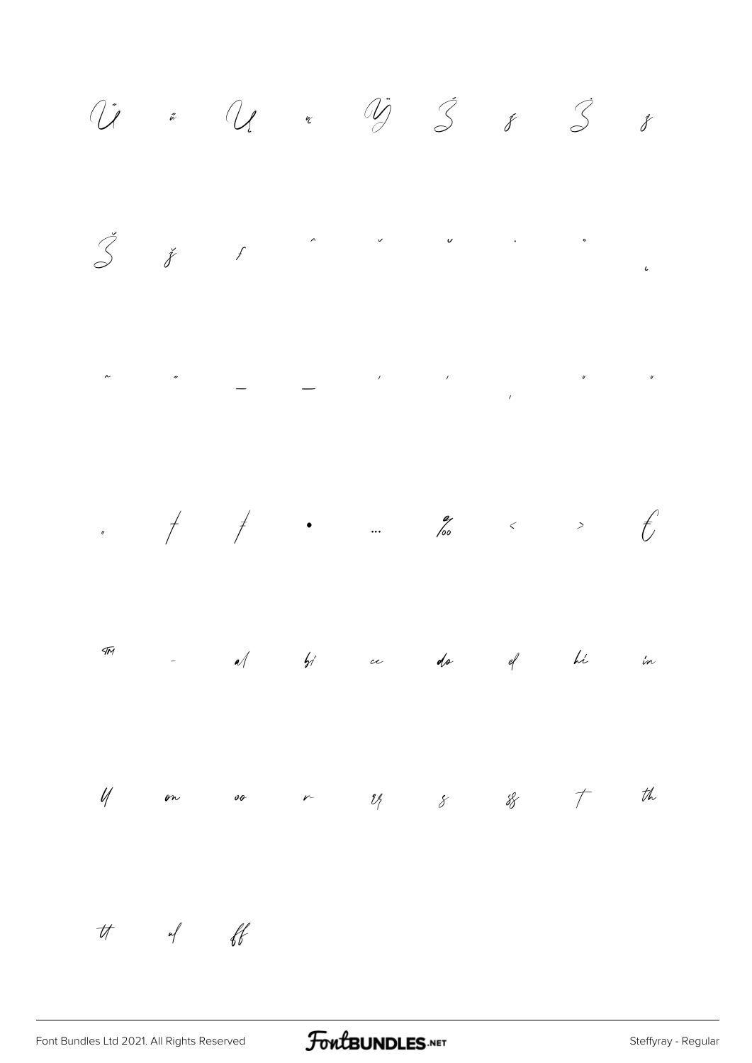Ū ū Ų ų Ÿ Ź ź Ż ż

Ž ž ƒ ˆ ˇ ˘ ˙ ˚ ˛

˜ ˝ – — ' ' ‚ " "

„ † ‡ • … ‰ ‹ › €

™ − al bi ce do ef hi in

ll on oo r rs s ss T th

tt ul ff